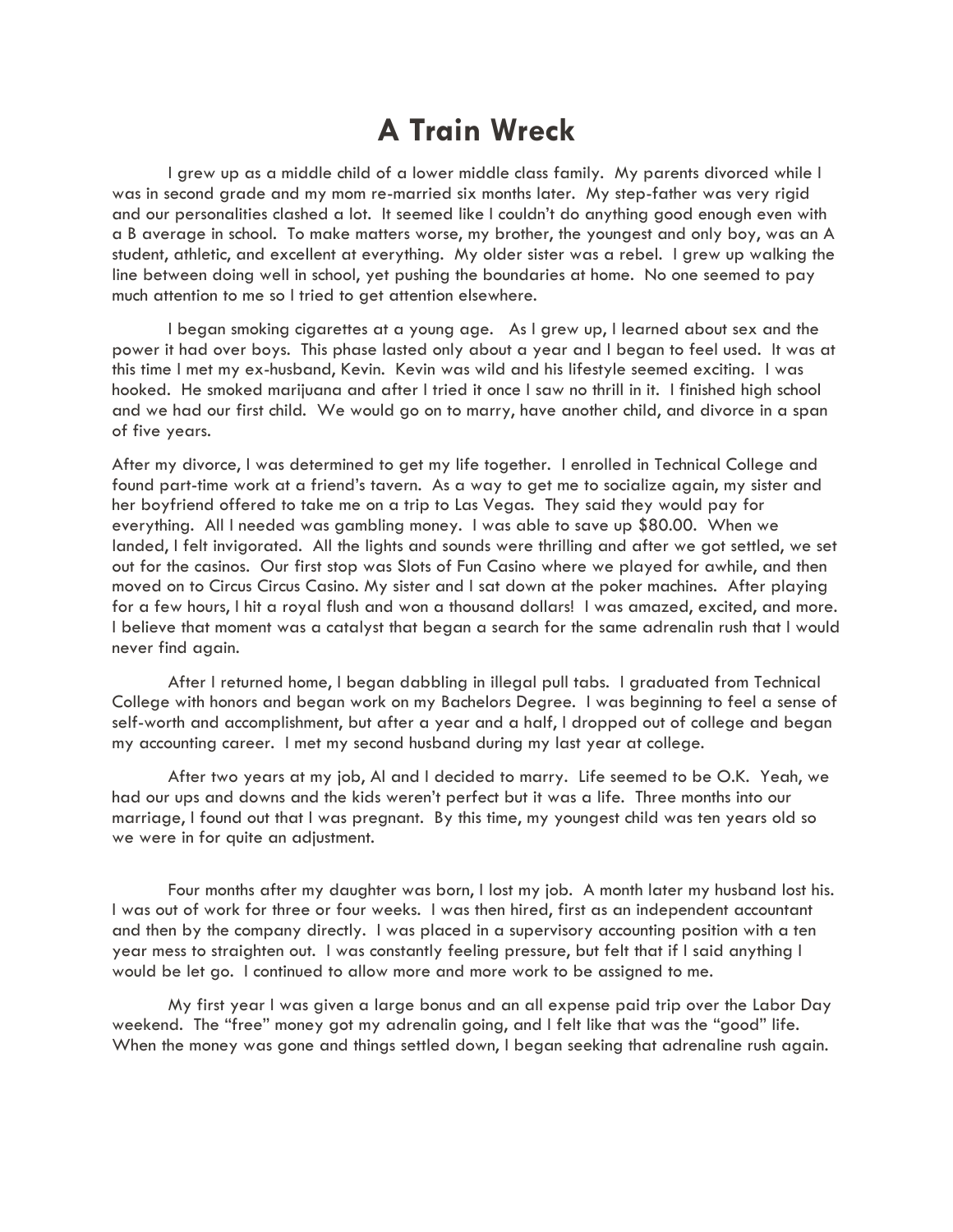# A Train Wreck

I grew up as a middle child of a lower middle class family. My parents divorced while I was in second grade and my mom re-married six months later. My step-father was very rigid and our personalities clashed a lot. It seemed like I couldn't do anything good enough even with a B average in school. To make matters worse, my brother, the youngest and only boy, was an A student, athletic, and excellent at everything. My older sister was a rebel. I grew up walking the line between doing well in school, yet pushing the boundaries at home. No one seemed to pay much attention to me so I tried to get attention elsewhere.

I began smoking cigarettes at a young age. As I grew up, I learned about sex and the power it had over boys. This phase lasted only about a year and I began to feel used. It was at this time I met my ex-husband, Kevin. Kevin was wild and his lifestyle seemed exciting. I was hooked. He smoked marijuana and after I tried it once I saw no thrill in it. I finished high school and we had our first child. We would go on to marry, have another child, and divorce in a span of five years.

After my divorce, I was determined to get my life together. I enrolled in Technical College and found part-time work at a friend's tavern. As a way to get me to socialize again, my sister and her boyfriend offered to take me on a trip to Las Vegas. They said they would pay for everything. All I needed was gambling money. I was able to save up $80.00. When we landed, I felt invigorated. All the lights and sounds were thrilling and after we got settled, we set out for the casinos. Our first stop was Slots of Fun Casino where we played for awhile, and then moved on to Circus Circus Casino. My sister and I sat down at the poker machines. After playing for a few hours, I hit a royal flush and won a thousand dollars! I was amazed, excited, and more. I believe that moment was a catalyst that began a search for the same adrenalin rush that I would never find again.

After I returned home, I began dabbling in illegal pull tabs. I graduated from Technical College with honors and began work on my Bachelors Degree. I was beginning to feel a sense of self-worth and accomplishment, but after a year and a half, I dropped out of college and began my accounting career. I met my second husband during my last year at college.

After two years at my job, Al and I decided to marry. Life seemed to be O.K. Yeah, we had our ups and downs and the kids weren't perfect but it was a life. Three months into our marriage, I found out that I was pregnant. By this time, my youngest child was ten years old so we were in for quite an adjustment.

Four months after my daughter was born, I lost my job. A month later my husband lost his. I was out of work for three or four weeks. I was then hired, first as an independent accountant and then by the company directly. I was placed in a supervisory accounting position with a ten year mess to straighten out. I was constantly feeling pressure, but felt that if I said anything I would be let go. I continued to allow more and more work to be assigned to me.

My first year I was given a large bonus and an all expense paid trip over the Labor Day weekend. The "free" money got my adrenalin going, and I felt like that was the "good" life. When the money was gone and things settled down, I began seeking that adrenaline rush again.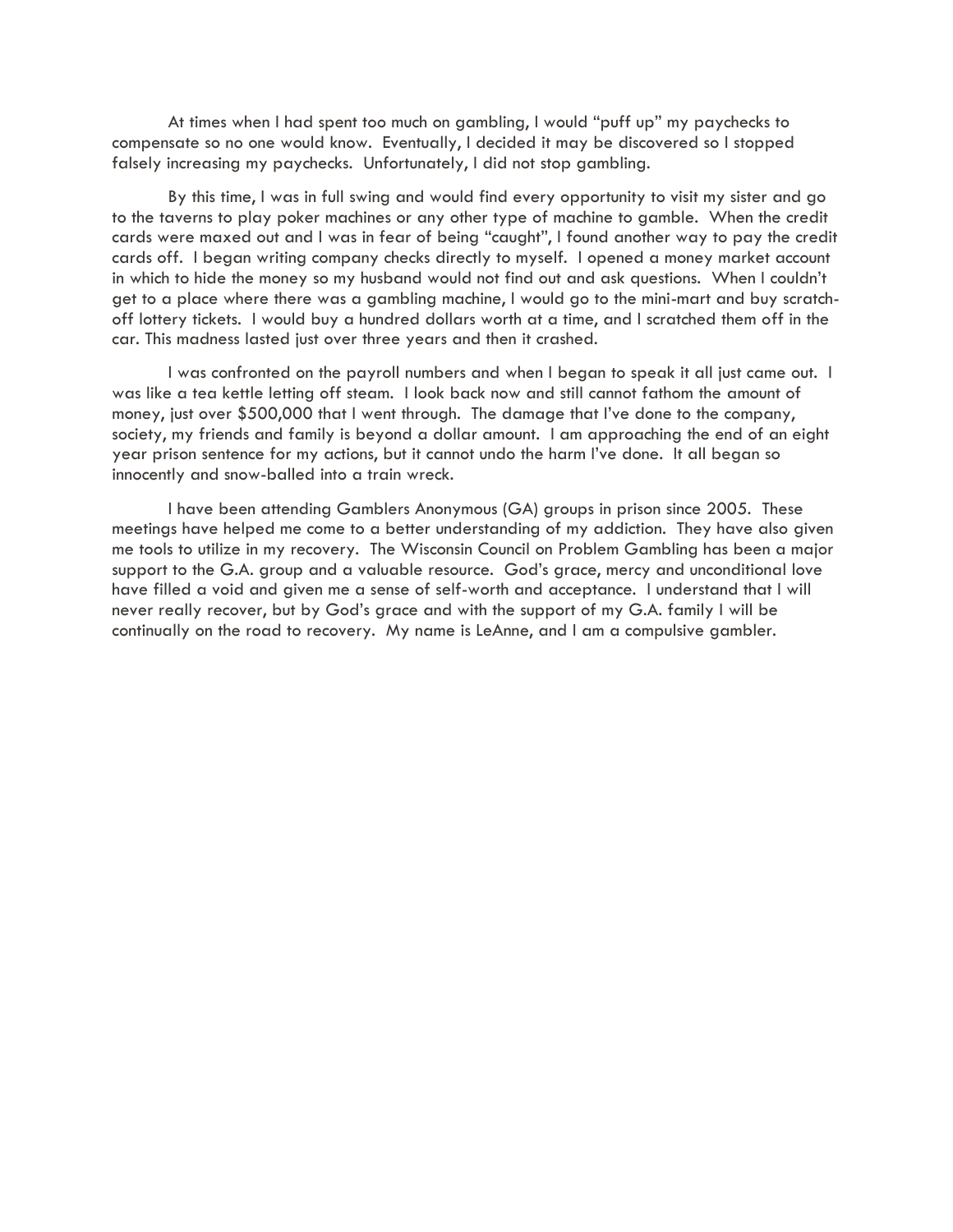At times when I had spent too much on gambling, I would "puff up" my paychecks to compensate so no one would know. Eventually, I decided it may be discovered so I stopped falsely increasing my paychecks. Unfortunately, I did not stop gambling.

By this time, I was in full swing and would find every opportunity to visit my sister and go to the taverns to play poker machines or any other type of machine to gamble. When the credit cards were maxed out and I was in fear of being "caught", I found another way to pay the credit cards off. I began writing company checks directly to myself. I opened a money market account in which to hide the money so my husband would not find out and ask questions. When I couldn't get to a place where there was a gambling machine, I would go to the mini-mart and buy scratch-off lottery tickets. I would buy a hundred dollars worth at a time, and I scratched them off in the car. This madness lasted just over three years and then it crashed.

I was confronted on the payroll numbers and when I began to speak it all just came out. I was like a tea kettle letting off steam. I look back now and still cannot fathom the amount of money, just over $500,000 that I went through. The damage that I've done to the company, society, my friends and family is beyond a dollar amount. I am approaching the end of an eight year prison sentence for my actions, but it cannot undo the harm I've done. It all began so innocently and snow-balled into a train wreck.

I have been attending Gamblers Anonymous (GA) groups in prison since 2005. These meetings have helped me come to a better understanding of my addiction. They have also given me tools to utilize in my recovery. The Wisconsin Council on Problem Gambling has been a major support to the G.A. group and a valuable resource. God's grace, mercy and unconditional love have filled a void and given me a sense of self-worth and acceptance. I understand that I will never really recover, but by God's grace and with the support of my G.A. family I will be continually on the road to recovery. My name is LeAnne, and I am a compulsive gambler.